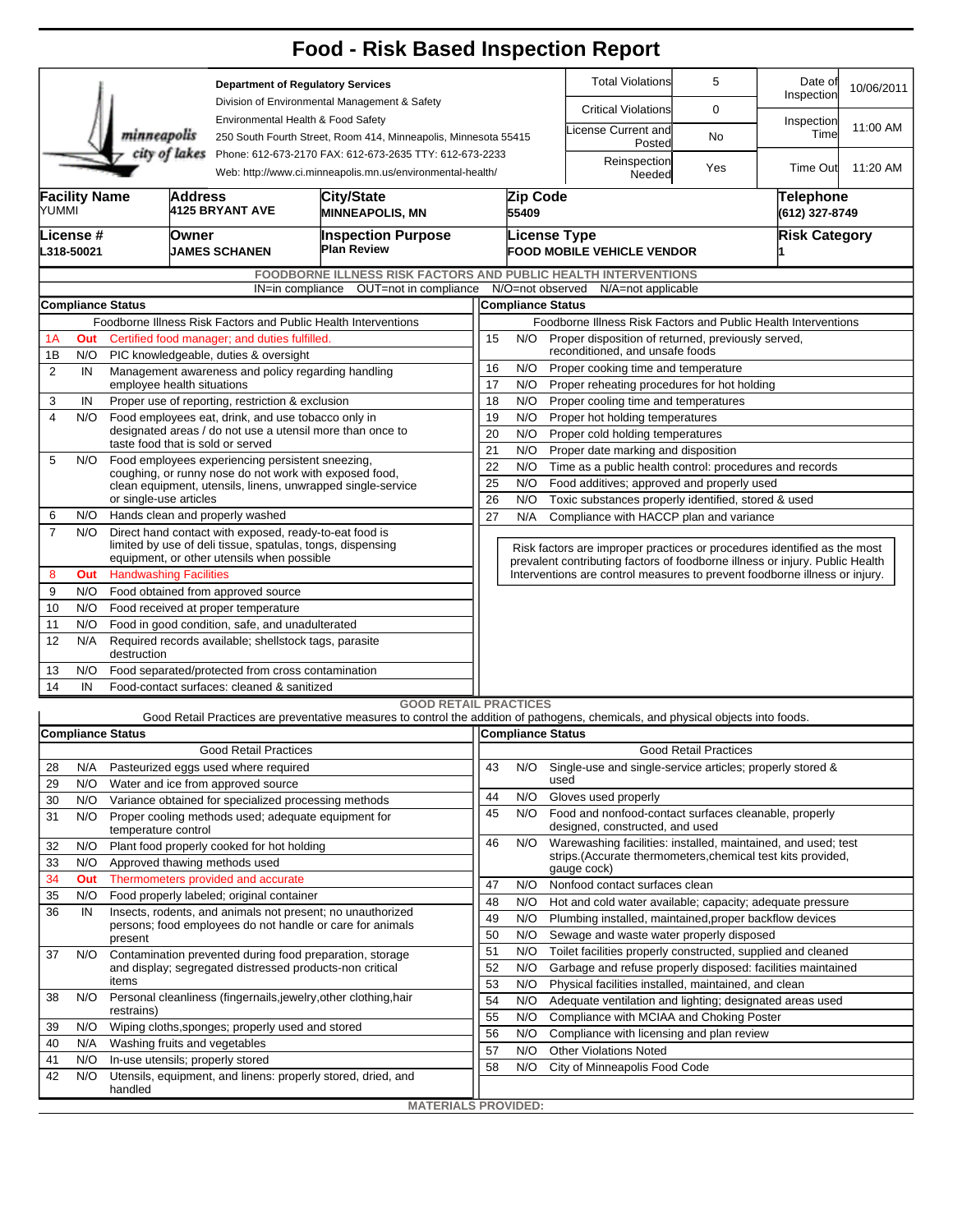# Food - Risk Based Inspection Report

**Department of Regulatory Services**
Division of Environmental Management & Safety
Environmental Health & Food Safety
250 South Fourth Street, Room 414, Minneapolis, Minnesota 55415
Phone: 612-673-2170 FAX: 612-673-2635 TTY: 612-673-2233
Web: http://www.ci.minneapolis.mn.us/environmental-health/

| | | | |
|---|---|---|---|
| Total Violations | 5 | Date of Inspection | 10/06/2011 |
| Critical Violations | 0 | Inspection Time | 11:00 AM |
| License Current and Posted | No | | |
| Reinspection Needed | Yes | Time Out | 11:20 AM |

| Facility Name | Address | City/State | Zip Code | Telephone |
|---|---|---|---|---|
| YUMMI | 4125 BRYANT AVE | MINNEAPOLIS, MN | 55409 | (612) 327-8749 |

| License # | Owner | Inspection Purpose | License Type | Risk Category |
|---|---|---|---|---|
| L318-50021 | JAMES SCHANEN | Plan Review | FOOD MOBILE VEHICLE VENDOR | 1 |

## FOODBORNE ILLNESS RISK FACTORS AND PUBLIC HEALTH INTERVENTIONS

IN=in compliance OUT=not in compliance N/O=not observed N/A=not applicable

| # | Compliance Status | Foodborne Illness Risk Factors and Public Health Interventions |
|---|---|---|
| 1A | Out | Certified food manager; and duties fulfilled. |
| 1B | N/O | PIC knowledgeable, duties & oversight |
| 2 | IN | Management awareness and policy regarding handling employee health situations |
| 3 | IN | Proper use of reporting, restriction & exclusion |
| 4 | N/O | Food employees eat, drink, and use tobacco only in designated areas / do not use a utensil more than once to taste food that is sold or served |
| 5 | N/O | Food employees experiencing persistent sneezing, coughing, or runny nose do not work with exposed food, clean equipment, utensils, linens, unwrapped single-service or single-use articles |
| 6 | N/O | Hands clean and properly washed |
| 7 | N/O | Direct hand contact with exposed, ready-to-eat food is limited by use of deli tissue, spatulas, tongs, dispensing equipment, or other utensils when possible |
| 8 | Out | Handwashing Facilities |
| 9 | N/O | Food obtained from approved source |
| 10 | N/O | Food received at proper temperature |
| 11 | N/O | Food in good condition, safe, and unadulterated |
| 12 | N/A | Required records available; shellstock tags, parasite destruction |
| 13 | N/O | Food separated/protected from cross contamination |
| 14 | IN | Food-contact surfaces: cleaned & sanitized |
| 15 | N/O | Proper disposition of returned, previously served, reconditioned, and unsafe foods |
| 16 | N/O | Proper cooking time and temperature |
| 17 | N/O | Proper reheating procedures for hot holding |
| 18 | N/O | Proper cooling time and temperatures |
| 19 | N/O | Proper hot holding temperatures |
| 20 | N/O | Proper cold holding temperatures |
| 21 | N/O | Proper date marking and disposition |
| 22 | N/O | Time as a public health control: procedures and records |
| 25 | N/O | Food additives; approved and properly used |
| 26 | N/O | Toxic substances properly identified, stored & used |
| 27 | N/A | Compliance with HACCP plan and variance |

Risk factors are improper practices or procedures identified as the most prevalent contributing factors of foodborne illness or injury. Public Health Interventions are control measures to prevent foodborne illness or injury.

## GOOD RETAIL PRACTICES

Good Retail Practices are preventative measures to control the addition of pathogens, chemicals, and physical objects into foods.

| # | Compliance Status | Good Retail Practices |
|---|---|---|
| 28 | N/A | Pasteurized eggs used where required |
| 29 | N/O | Water and ice from approved source |
| 30 | N/O | Variance obtained for specialized processing methods |
| 31 | N/O | Proper cooling methods used; adequate equipment for temperature control |
| 32 | N/O | Plant food properly cooked for hot holding |
| 33 | N/O | Approved thawing methods used |
| 34 | Out | Thermometers provided and accurate |
| 35 | N/O | Food properly labeled; original container |
| 36 | IN | Insects, rodents, and animals not present; no unauthorized persons; food employees do not handle or care for animals present |
| 37 | N/O | Contamination prevented during food preparation, storage and display; segregated distressed products-non critical items |
| 38 | N/O | Personal cleanliness (fingernails,jewelry,other clothing,hair restrains) |
| 39 | N/O | Wiping cloths,sponges; properly used and stored |
| 40 | N/A | Washing fruits and vegetables |
| 41 | N/O | In-use utensils; properly stored |
| 42 | N/O | Utensils, equipment, and linens: properly stored, dried, and handled |
| 43 | N/O | Single-use and single-service articles; properly stored & used |
| 44 | N/O | Gloves used properly |
| 45 | N/O | Food and nonfood-contact surfaces cleanable, properly designed, constructed, and used |
| 46 | N/O | Warewashing facilities: installed, maintained, and used; test strips.(Accurate thermometers,chemical test kits provided, gauge cock) |
| 47 | N/O | Nonfood contact surfaces clean |
| 48 | N/O | Hot and cold water available; capacity; adequate pressure |
| 49 | N/O | Plumbing installed, maintained,proper backflow devices |
| 50 | N/O | Sewage and waste water properly disposed |
| 51 | N/O | Toilet facilities properly constructed, supplied and cleaned |
| 52 | N/O | Garbage and refuse properly disposed: facilities maintained |
| 53 | N/O | Physical facilities installed, maintained, and clean |
| 54 | N/O | Adequate ventilation and lighting; designated areas used |
| 55 | N/O | Compliance with MCIAA and Choking Poster |
| 56 | N/O | Compliance with licensing and plan review |
| 57 | N/O | Other Violations Noted |
| 58 | N/O | City of Minneapolis Food Code |

**MATERIALS PROVIDED:**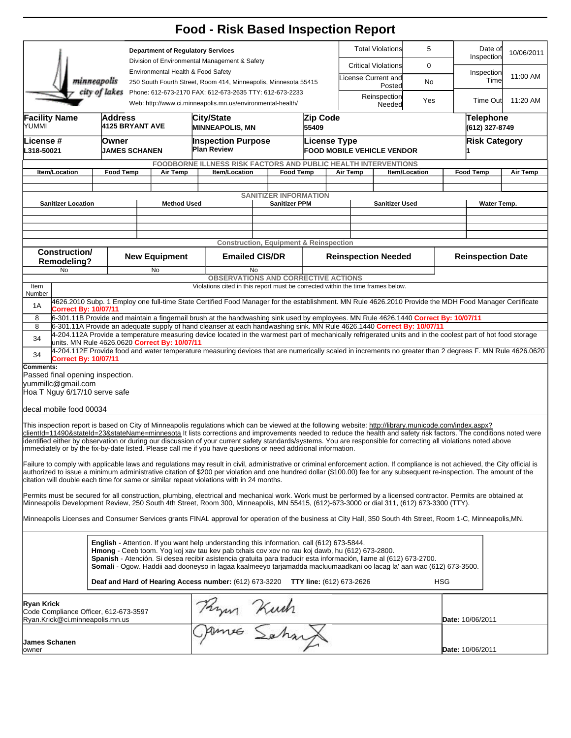# Food - Risk Based Inspection Report

**Department of Regulatory Services**
Division of Environmental Management & Safety
Environmental Health & Food Safety
250 South Fourth Street, Room 414, Minneapolis, Minnesota 55415
Phone: 612-673-2170 FAX: 612-673-2635 TTY: 612-673-2233
Web: http://www.ci.minneapolis.mn.us/environmental-health/

| | | | |
|---|---|---|---|
| Total Violations | 5 | Date of Inspection | 10/06/2011 |
| Critical Violations | 0 | Inspection Time | 11:00 AM |
| License Current and Posted | No | | |
| Reinspection Needed | Yes | Time Out | 11:20 AM |

| Facility Name | Address | City/State | Zip Code | Telephone |
|---|---|---|---|---|
| YUMMI | 4125 BRYANT AVE | MINNEAPOLIS, MN | 55409 | (612) 327-8749 |

| License # | Owner | Inspection Purpose | License Type | Risk Category |
|---|---|---|---|---|
| L318-50021 | JAMES SCHANEN | Plan Review | FOOD MOBILE VEHICLE VENDOR | 1 |

### FOODBORNE ILLNESS RISK FACTORS AND PUBLIC HEALTH INTERVENTIONS

| Item/Location | Food Temp | Air Temp | Item/Location | Food Temp | Air Temp | Item/Location | Food Temp | Air Temp |
|---|---|---|---|---|---|---|---|---|
| | | | | | | | | |

### SANITIZER INFORMATION

| Sanitizer Location | Method Used | Sanitizer PPM | Sanitizer Used | Water Temp. |
|---|---|---|---|---|
| | | | | |

### Construction, Equipment & Reinspection

| Construction/ Remodeling? | New Equipment | Emailed CIS/DR | Reinspection Needed | Reinspection Date |
|---|---|---|---|---|
| No | No | No | | |

### OBSERVATIONS AND CORRECTIVE ACTIONS

Violations cited in this report must be corrected within the time frames below.

| Item Number | |
|---|---|
| 1A | 4626.2010 Subp. 1 Employ one full-time State Certified Food Manager for the establishment. MN Rule 4626.2010 Provide the MDH Food Manager Certificate **Correct By: 10/07/11** |
| 8 | 6-301.11B Provide and maintain a fingernail brush at the handwashing sink used by employees. MN Rule 4626.1440 **Correct By: 10/07/11** |
| 8 | 6-301.11A Provide an adequate supply of hand cleanser at each handwashing sink. MN Rule 4626.1440 **Correct By: 10/07/11** |
| 34 | 4-204.112A Provide a temperature measuring device located in the warmest part of mechanically refrigerated units and in the coolest part of hot food storage units. MN Rule 4626.0620 **Correct By: 10/07/11** |
| 34 | 4-204.112E Provide food and water temperature measuring devices that are numerically scaled in increments no greater than 2 degrees F. MN Rule 4626.0620 **Correct By: 10/07/11** |

**Comments:**

Passed final opening inspection.
yummillc@gmail.com
Hoa T Nguy 6/17/10 serve safe

decal mobile food 00034

This inspection report is based on City of Minneapolis regulations which can be viewed at the following website: http://library.municode.com/index.aspx?clientId=11490&stateId=23&stateName=minnesota It lists corrections and improvements needed to reduce the health and safety risk factors. The conditions noted were identified either by observation or during our discussion of your current safety standards/systems. You are responsible for correcting all violations noted above immediately or by the fix-by-date listed. Please call me if you have questions or need additional information.

Failure to comply with applicable laws and regulations may result in civil, administrative or criminal enforcement action. If compliance is not achieved, the City official is authorized to issue a minimum administrative citation of $200 per violation and one hundred dollar ($100.00) fee for any subsequent re-inspection. The amount of the citation will double each time for same or similar repeat violations with in 24 months.

Permits must be secured for all construction, plumbing, electrical and mechanical work. Work must be performed by a licensed contractor. Permits are obtained at Minneapolis Development Review, 250 South 4th Street, Room 300, Minneapolis, MN 55415, (612)-673-3000 or dial 311, (612) 673-3300 (TTY).

Minneapolis Licenses and Consumer Services grants FINAL approval for operation of the business at City Hall, 350 South 4th Street, Room 1-C, Minneapolis,MN.

**English** - Attention. If you want help understanding this information, call (612) 673-5844.
**Hmong** - Ceeb toom. Yog koj xav tau kev pab txhais cov xov no rau koj dawb, hu (612) 673-2800.
**Spanish** - Atención. Si desea recibir asistencia gratuita para traducir esta información, llame al (612) 673-2700.
**Somali** - Ogow. Haddii aad dooneyso in lagaa kaalmeeyo tarjamadda macluumaadkani oo lacag la' aan wac (612) 673-3500.

**Deaf and Hard of Hearing Access number:** (612) 673-3220 **TTY line:** (612) 673-2626 HSG

**Ryan Krick**
Code Compliance Officer, 612-673-3597
Ryan.Krick@ci.minneapolis.mn.us
**Date:** 10/06/2011

**James Schanen**
owner
**Date:** 10/06/2011